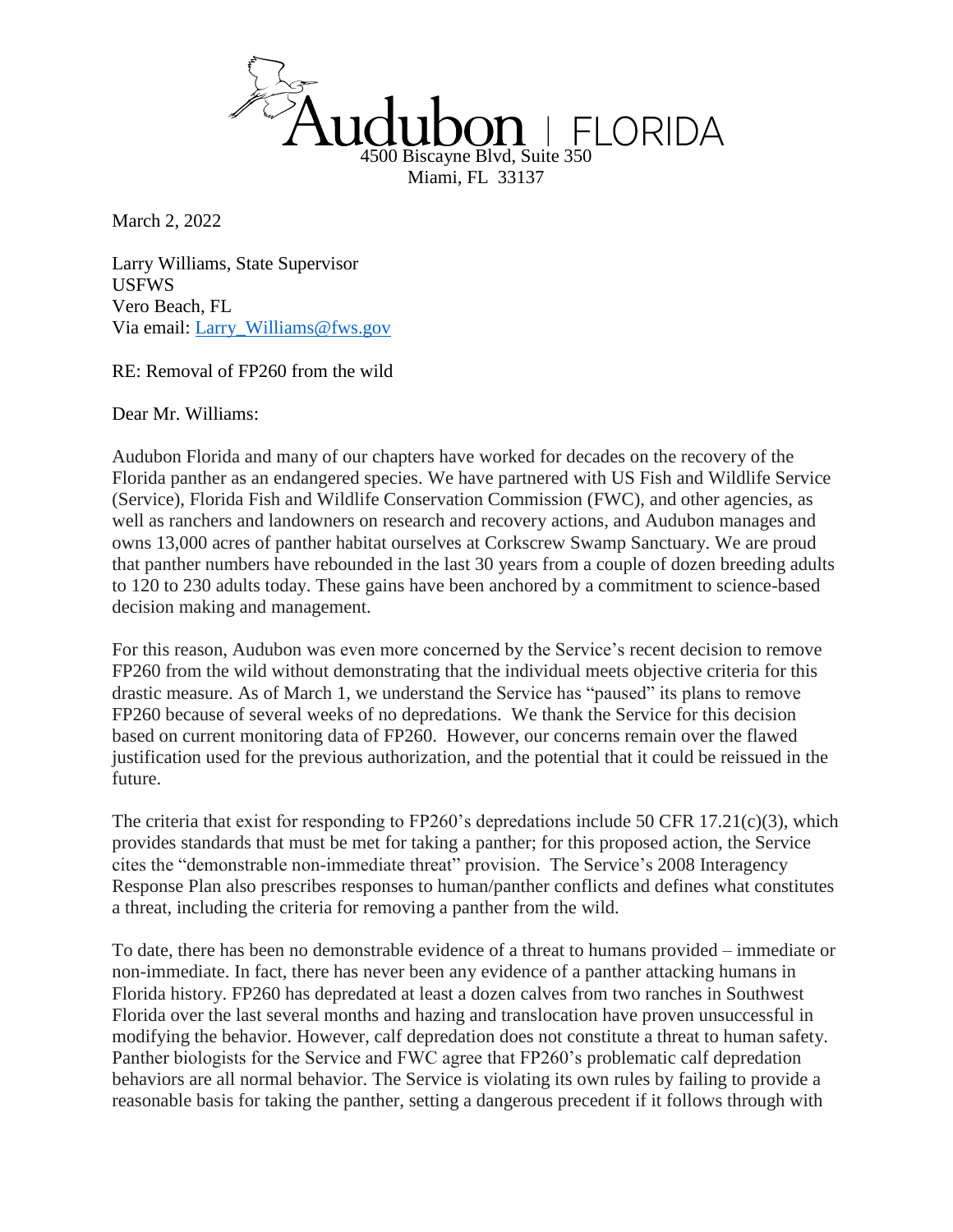Audubon | FLORIDA
4500 Biscayne Blvd, Suite 350
Miami, FL 33137

March 2, 2022

Larry Williams, State Supervisor
USFWS
Vero Beach, FL
Via email: Larry_Williams@fws.gov

RE: Removal of FP260 from the wild

Dear Mr. Williams:

Audubon Florida and many of our chapters have worked for decades on the recovery of the Florida panther as an endangered species. We have partnered with US Fish and Wildlife Service (Service), Florida Fish and Wildlife Conservation Commission (FWC), and other agencies, as well as ranchers and landowners on research and recovery actions, and Audubon manages and owns 13,000 acres of panther habitat ourselves at Corkscrew Swamp Sanctuary. We are proud that panther numbers have rebounded in the last 30 years from a couple of dozen breeding adults to 120 to 230 adults today. These gains have been anchored by a commitment to science-based decision making and management.

For this reason, Audubon was even more concerned by the Service's recent decision to remove FP260 from the wild without demonstrating that the individual meets objective criteria for this drastic measure. As of March 1, we understand the Service has "paused" its plans to remove FP260 because of several weeks of no depredations. We thank the Service for this decision based on current monitoring data of FP260. However, our concerns remain over the flawed justification used for the previous authorization, and the potential that it could be reissued in the future.

The criteria that exist for responding to FP260's depredations include 50 CFR 17.21(c)(3), which provides standards that must be met for taking a panther; for this proposed action, the Service cites the "demonstrable non-immediate threat" provision. The Service's 2008 Interagency Response Plan also prescribes responses to human/panther conflicts and defines what constitutes a threat, including the criteria for removing a panther from the wild.

To date, there has been no demonstrable evidence of a threat to humans provided – immediate or non-immediate. In fact, there has never been any evidence of a panther attacking humans in Florida history. FP260 has depredated at least a dozen calves from two ranches in Southwest Florida over the last several months and hazing and translocation have proven unsuccessful in modifying the behavior. However, calf depredation does not constitute a threat to human safety. Panther biologists for the Service and FWC agree that FP260's problematic calf depredation behaviors are all normal behavior. The Service is violating its own rules by failing to provide a reasonable basis for taking the panther, setting a dangerous precedent if it follows through with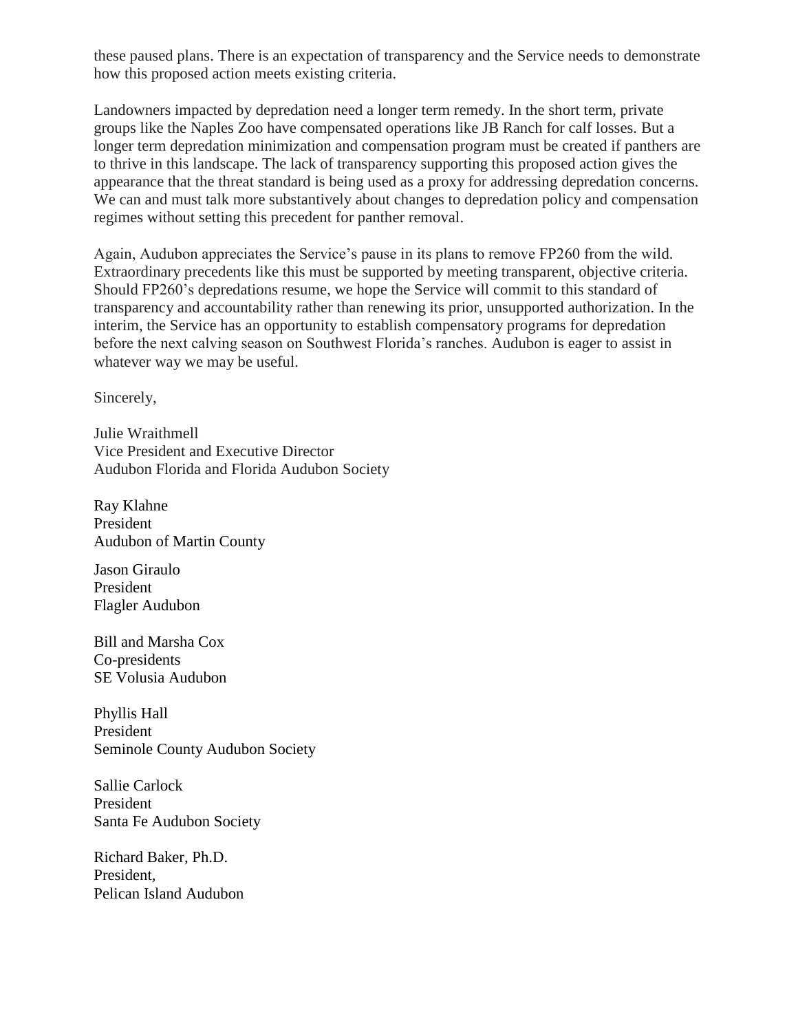these paused plans. There is an expectation of transparency and the Service needs to demonstrate how this proposed action meets existing criteria.

Landowners impacted by depredation need a longer term remedy. In the short term, private groups like the Naples Zoo have compensated operations like JB Ranch for calf losses. But a longer term depredation minimization and compensation program must be created if panthers are to thrive in this landscape. The lack of transparency supporting this proposed action gives the appearance that the threat standard is being used as a proxy for addressing depredation concerns. We can and must talk more substantively about changes to depredation policy and compensation regimes without setting this precedent for panther removal.

Again, Audubon appreciates the Service's pause in its plans to remove FP260 from the wild. Extraordinary precedents like this must be supported by meeting transparent, objective criteria. Should FP260's depredations resume, we hope the Service will commit to this standard of transparency and accountability rather than renewing its prior, unsupported authorization. In the interim, the Service has an opportunity to establish compensatory programs for depredation before the next calving season on Southwest Florida's ranches. Audubon is eager to assist in whatever way we may be useful.

Sincerely,

Julie Wraithmell
Vice President and Executive Director
Audubon Florida and Florida Audubon Society

Ray Klahne
President
Audubon of Martin County

Jason Giraulo
President
Flagler Audubon

Bill and Marsha Cox
Co-presidents
SE Volusia Audubon

Phyllis Hall
President
Seminole County Audubon Society

Sallie Carlock
President
Santa Fe Audubon Society

Richard Baker, Ph.D.
President,
Pelican Island Audubon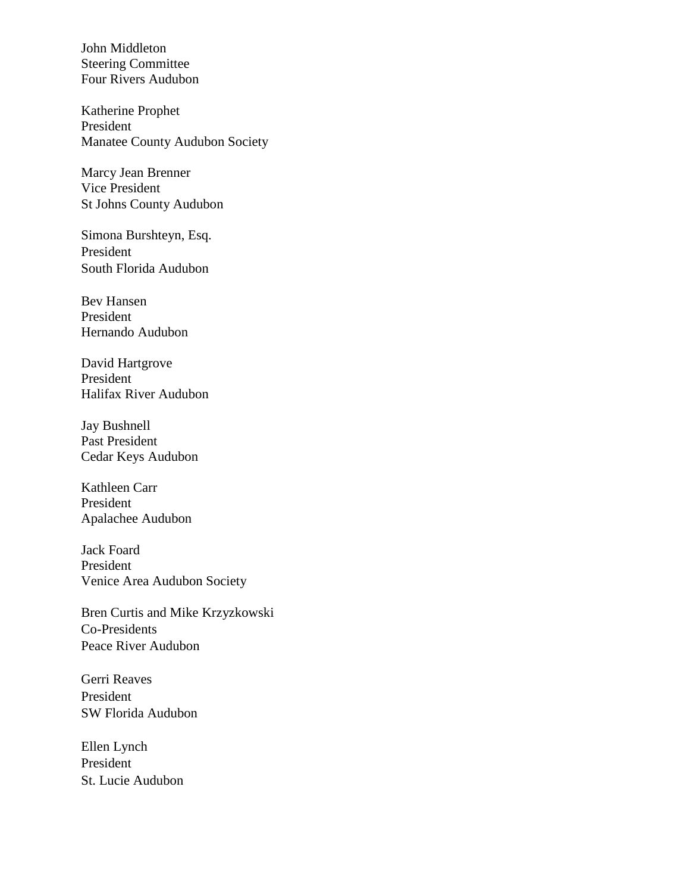John Middleton
Steering Committee
Four Rivers Audubon

Katherine Prophet
President
Manatee County Audubon Society

Marcy Jean Brenner
Vice President
St Johns County Audubon

Simona Burshteyn, Esq.
President
South Florida Audubon

Bev Hansen
President
Hernando Audubon

David Hartgrove
President
Halifax River Audubon

Jay Bushnell
Past President
Cedar Keys Audubon

Kathleen Carr
President
Apalachee Audubon

Jack Foard
President
Venice Area Audubon Society

Bren Curtis and Mike Krzyzkowski
Co-Presidents
Peace River Audubon

Gerri Reaves
President
SW Florida Audubon

Ellen Lynch
President
St. Lucie Audubon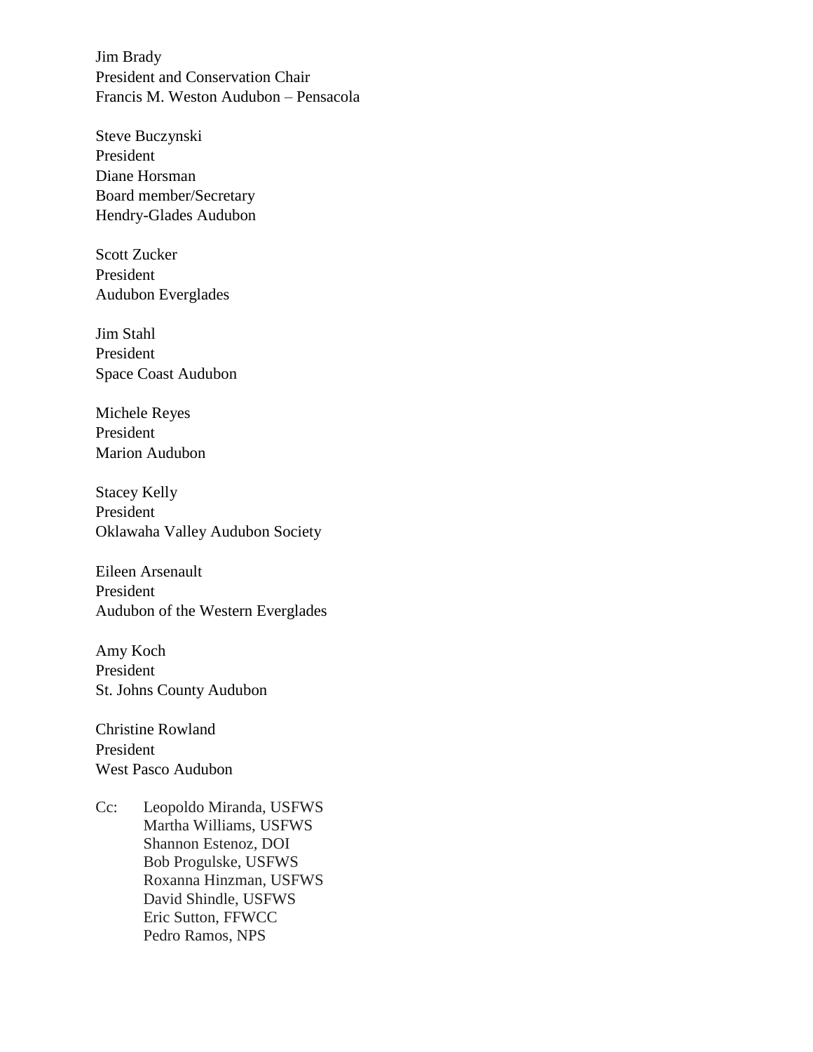Jim Brady
President and Conservation Chair
Francis M. Weston Audubon – Pensacola

Steve Buczynski
President
Diane Horsman
Board member/Secretary
Hendry-Glades Audubon

Scott Zucker
President
Audubon Everglades

Jim Stahl
President
Space Coast Audubon

Michele Reyes
President
Marion Audubon

Stacey Kelly
President
Oklawaha Valley Audubon Society

Eileen Arsenault
President
Audubon of the Western Everglades

Amy Koch
President
St. Johns County Audubon

Christine Rowland
President
West Pasco Audubon

Cc: Leopoldo Miranda, USFWS
Martha Williams, USFWS
Shannon Estenoz, DOI
Bob Progulske, USFWS
Roxanna Hinzman, USFWS
David Shindle, USFWS
Eric Sutton, FFWCC
Pedro Ramos, NPS